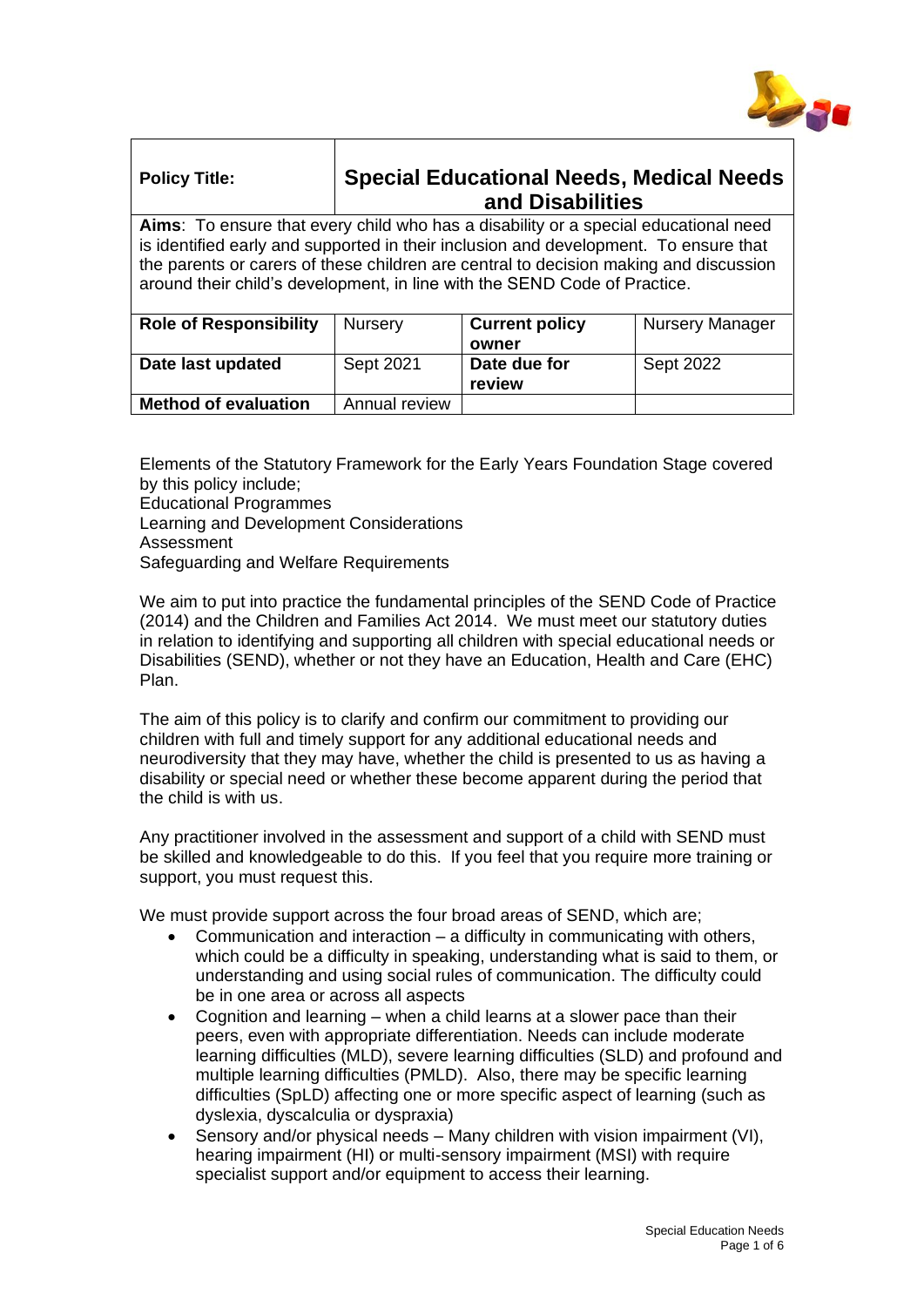| Policy Title: | Special Educational Needs, Medical Needs and Disabilities | | |
|---|---|---|---|
| **Aims**: To ensure that every child who has a disability or a special educational need is identified early and supported in their inclusion and development. To ensure that the parents or carers of these children are central to decision making and discussion around their child's development, in line with the SEND Code of Practice. | | | |
| **Role of Responsibility** | Nursery | **Current policy owner** | Nursery Manager |
| **Date last updated** | Sept 2021 | **Date due for review** | Sept 2022 |
| **Method of evaluation** | Annual review | | |

Elements of the Statutory Framework for the Early Years Foundation Stage covered by this policy include;
Educational Programmes
Learning and Development Considerations
Assessment
Safeguarding and Welfare Requirements

We aim to put into practice the fundamental principles of the SEND Code of Practice (2014) and the Children and Families Act 2014. We must meet our statutory duties in relation to identifying and supporting all children with special educational needs or Disabilities (SEND), whether or not they have an Education, Health and Care (EHC) Plan.

The aim of this policy is to clarify and confirm our commitment to providing our children with full and timely support for any additional educational needs and neurodiversity that they may have, whether the child is presented to us as having a disability or special need or whether these become apparent during the period that the child is with us.

Any practitioner involved in the assessment and support of a child with SEND must be skilled and knowledgeable to do this. If you feel that you require more training or support, you must request this.

We must provide support across the four broad areas of SEND, which are;

- Communication and interaction – a difficulty in communicating with others, which could be a difficulty in speaking, understanding what is said to them, or understanding and using social rules of communication. The difficulty could be in one area or across all aspects
- Cognition and learning – when a child learns at a slower pace than their peers, even with appropriate differentiation. Needs can include moderate learning difficulties (MLD), severe learning difficulties (SLD) and profound and multiple learning difficulties (PMLD). Also, there may be specific learning difficulties (SpLD) affecting one or more specific aspect of learning (such as dyslexia, dyscalculia or dyspraxia)
- Sensory and/or physical needs – Many children with vision impairment (VI), hearing impairment (HI) or multi-sensory impairment (MSI) with require specialist support and/or equipment to access their learning.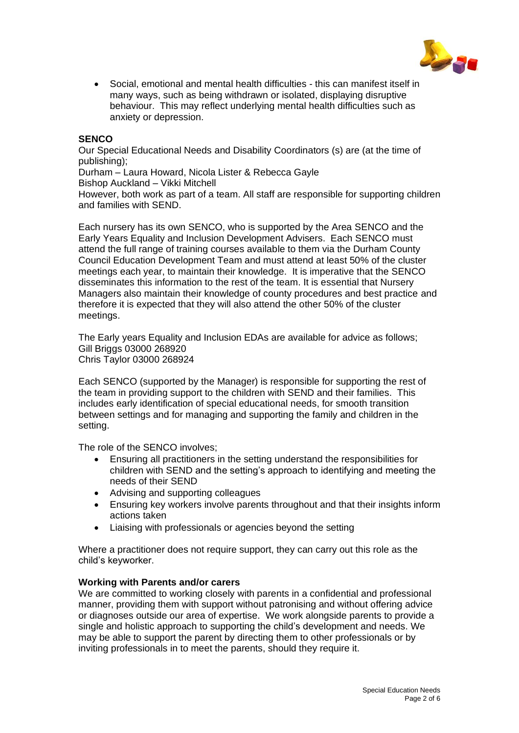- Social, emotional and mental health difficulties - this can manifest itself in many ways, such as being withdrawn or isolated, displaying disruptive behaviour. This may reflect underlying mental health difficulties such as anxiety or depression.

**SENCO**

Our Special Educational Needs and Disability Coordinators (s) are (at the time of publishing);
Durham – Laura Howard, Nicola Lister & Rebecca Gayle
Bishop Auckland – Vikki Mitchell
However, both work as part of a team. All staff are responsible for supporting children and families with SEND.

Each nursery has its own SENCO, who is supported by the Area SENCO and the Early Years Equality and Inclusion Development Advisers. Each SENCO must attend the full range of training courses available to them via the Durham County Council Education Development Team and must attend at least 50% of the cluster meetings each year, to maintain their knowledge. It is imperative that the SENCO disseminates this information to the rest of the team. It is essential that Nursery Managers also maintain their knowledge of county procedures and best practice and therefore it is expected that they will also attend the other 50% of the cluster meetings.

The Early years Equality and Inclusion EDAs are available for advice as follows;
Gill Briggs 03000 268920
Chris Taylor 03000 268924

Each SENCO (supported by the Manager) is responsible for supporting the rest of the team in providing support to the children with SEND and their families. This includes early identification of special educational needs, for smooth transition between settings and for managing and supporting the family and children in the setting.

The role of the SENCO involves;

- Ensuring all practitioners in the setting understand the responsibilities for children with SEND and the setting's approach to identifying and meeting the needs of their SEND
- Advising and supporting colleagues
- Ensuring key workers involve parents throughout and that their insights inform actions taken
- Liaising with professionals or agencies beyond the setting

Where a practitioner does not require support, they can carry out this role as the child's keyworker.

**Working with Parents and/or carers**

We are committed to working closely with parents in a confidential and professional manner, providing them with support without patronising and without offering advice or diagnoses outside our area of expertise. We work alongside parents to provide a single and holistic approach to supporting the child's development and needs. We may be able to support the parent by directing them to other professionals or by inviting professionals in to meet the parents, should they require it.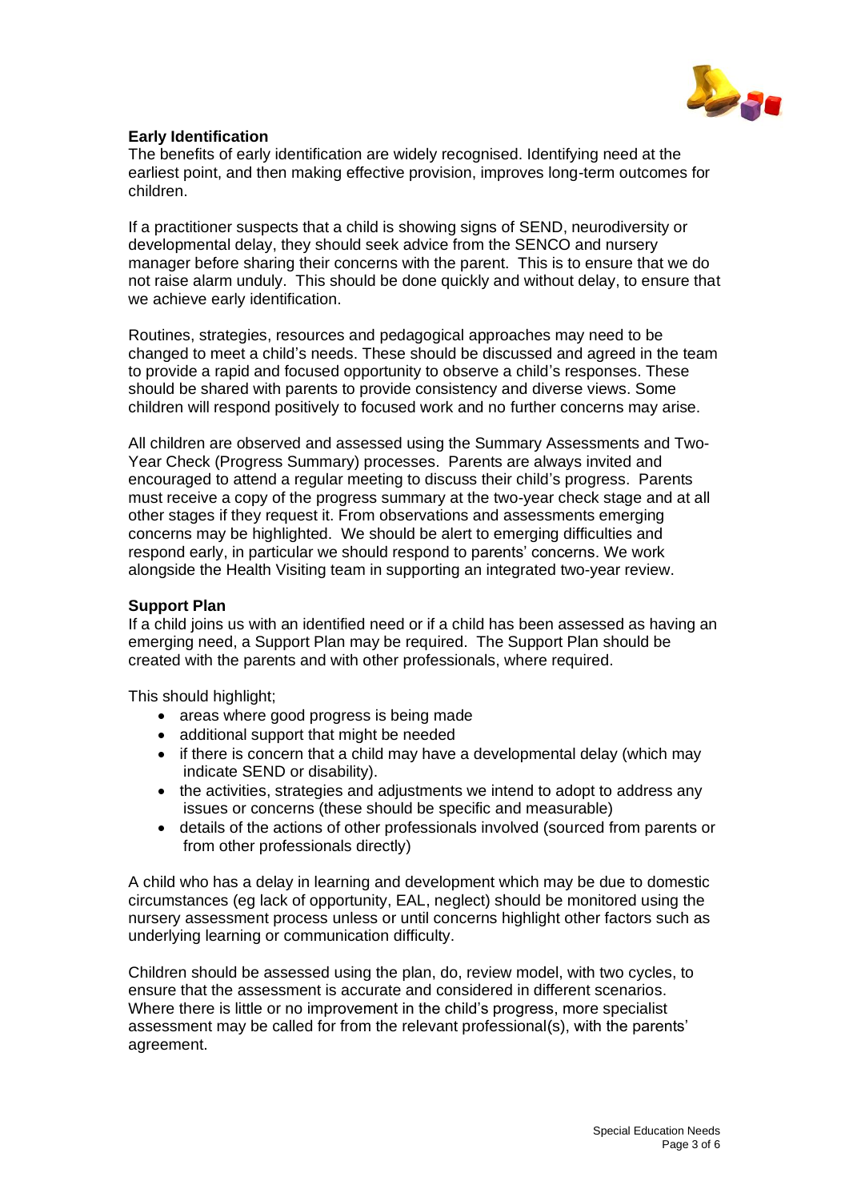**Early Identification**

The benefits of early identification are widely recognised. Identifying need at the earliest point, and then making effective provision, improves long-term outcomes for children.

If a practitioner suspects that a child is showing signs of SEND, neurodiversity or developmental delay, they should seek advice from the SENCO and nursery manager before sharing their concerns with the parent. This is to ensure that we do not raise alarm unduly. This should be done quickly and without delay, to ensure that we achieve early identification.

Routines, strategies, resources and pedagogical approaches may need to be changed to meet a child's needs. These should be discussed and agreed in the team to provide a rapid and focused opportunity to observe a child's responses. These should be shared with parents to provide consistency and diverse views. Some children will respond positively to focused work and no further concerns may arise.

All children are observed and assessed using the Summary Assessments and Two-Year Check (Progress Summary) processes. Parents are always invited and encouraged to attend a regular meeting to discuss their child's progress. Parents must receive a copy of the progress summary at the two-year check stage and at all other stages if they request it. From observations and assessments emerging concerns may be highlighted. We should be alert to emerging difficulties and respond early, in particular we should respond to parents' concerns. We work alongside the Health Visiting team in supporting an integrated two-year review.

**Support Plan**

If a child joins us with an identified need or if a child has been assessed as having an emerging need, a Support Plan may be required. The Support Plan should be created with the parents and with other professionals, where required.

This should highlight;

- areas where good progress is being made
- additional support that might be needed
- if there is concern that a child may have a developmental delay (which may indicate SEND or disability).
- the activities, strategies and adjustments we intend to adopt to address any issues or concerns (these should be specific and measurable)
- details of the actions of other professionals involved (sourced from parents or from other professionals directly)

A child who has a delay in learning and development which may be due to domestic circumstances (eg lack of opportunity, EAL, neglect) should be monitored using the nursery assessment process unless or until concerns highlight other factors such as underlying learning or communication difficulty.

Children should be assessed using the plan, do, review model, with two cycles, to ensure that the assessment is accurate and considered in different scenarios. Where there is little or no improvement in the child's progress, more specialist assessment may be called for from the relevant professional(s), with the parents' agreement.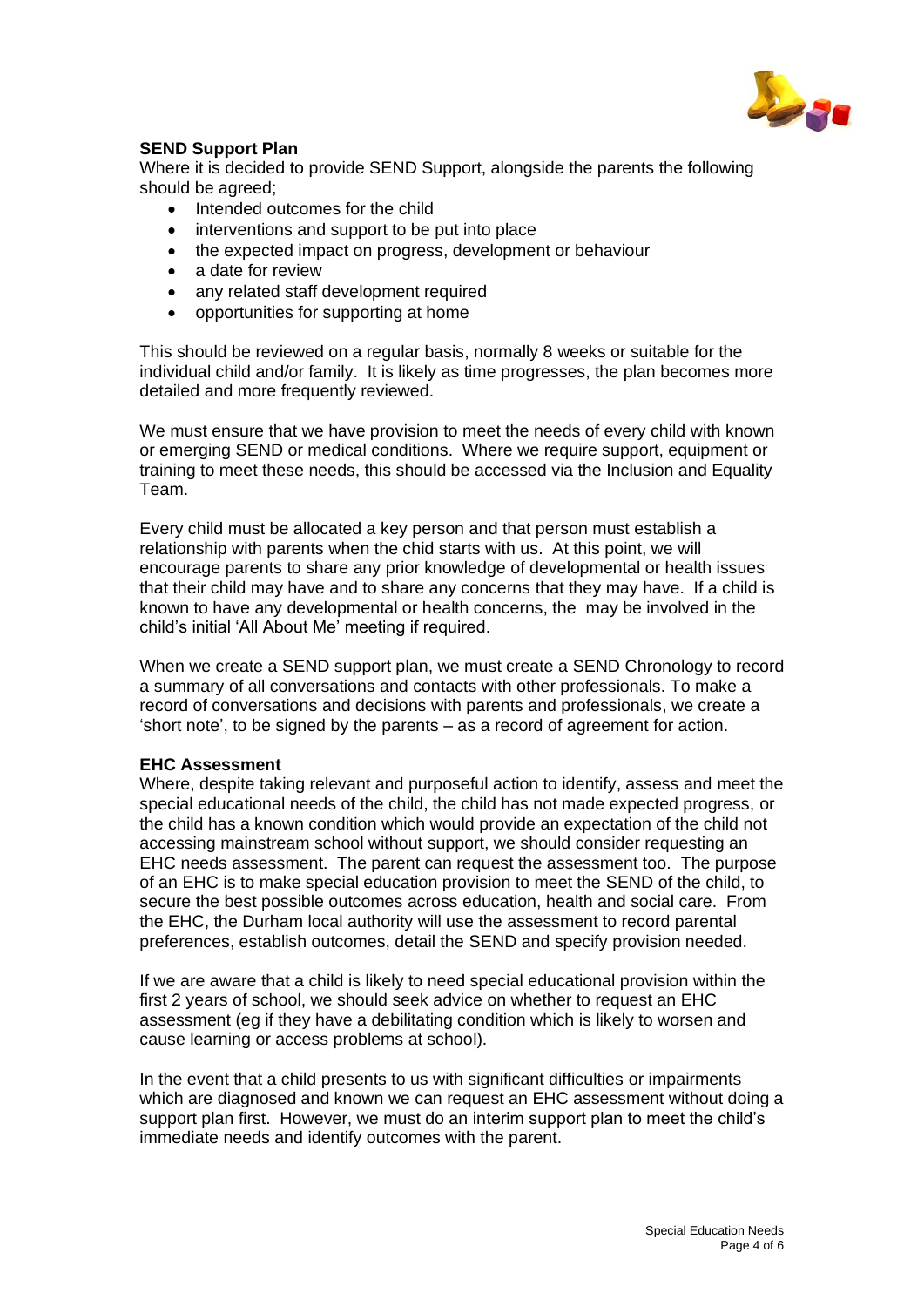**SEND Support Plan**

Where it is decided to provide SEND Support, alongside the parents the following should be agreed;

- Intended outcomes for the child
- interventions and support to be put into place
- the expected impact on progress, development or behaviour
- a date for review
- any related staff development required
- opportunities for supporting at home

This should be reviewed on a regular basis, normally 8 weeks or suitable for the individual child and/or family. It is likely as time progresses, the plan becomes more detailed and more frequently reviewed.

We must ensure that we have provision to meet the needs of every child with known or emerging SEND or medical conditions. Where we require support, equipment or training to meet these needs, this should be accessed via the Inclusion and Equality Team.

Every child must be allocated a key person and that person must establish a relationship with parents when the chid starts with us. At this point, we will encourage parents to share any prior knowledge of developmental or health issues that their child may have and to share any concerns that they may have. If a child is known to have any developmental or health concerns, the may be involved in the child's initial 'All About Me' meeting if required.

When we create a SEND support plan, we must create a SEND Chronology to record a summary of all conversations and contacts with other professionals. To make a record of conversations and decisions with parents and professionals, we create a 'short note', to be signed by the parents – as a record of agreement for action.

**EHC Assessment**

Where, despite taking relevant and purposeful action to identify, assess and meet the special educational needs of the child, the child has not made expected progress, or the child has a known condition which would provide an expectation of the child not accessing mainstream school without support, we should consider requesting an EHC needs assessment. The parent can request the assessment too. The purpose of an EHC is to make special education provision to meet the SEND of the child, to secure the best possible outcomes across education, health and social care. From the EHC, the Durham local authority will use the assessment to record parental preferences, establish outcomes, detail the SEND and specify provision needed.

If we are aware that a child is likely to need special educational provision within the first 2 years of school, we should seek advice on whether to request an EHC assessment (eg if they have a debilitating condition which is likely to worsen and cause learning or access problems at school).

In the event that a child presents to us with significant difficulties or impairments which are diagnosed and known we can request an EHC assessment without doing a support plan first. However, we must do an interim support plan to meet the child's immediate needs and identify outcomes with the parent.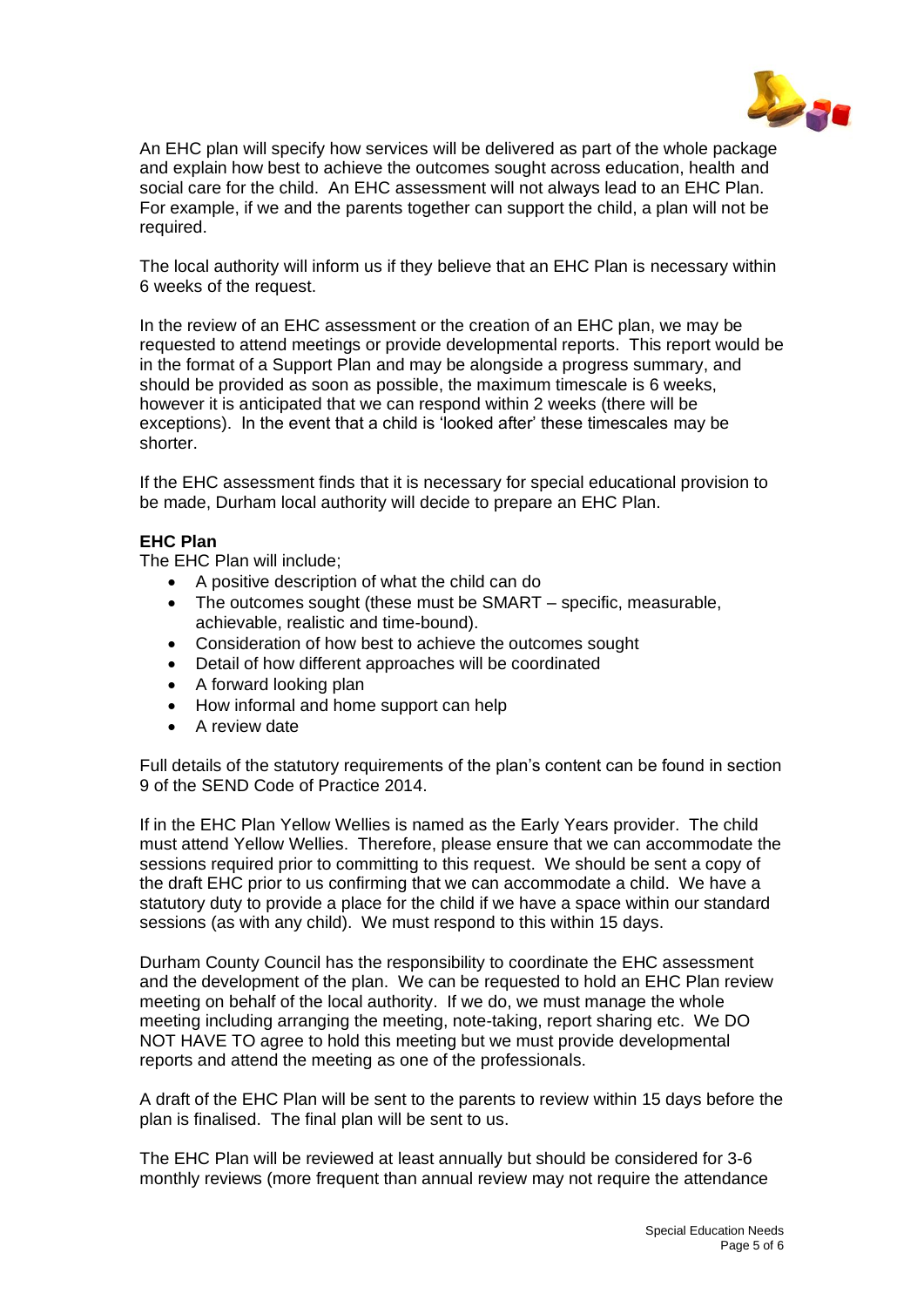An EHC plan will specify how services will be delivered as part of the whole package and explain how best to achieve the outcomes sought across education, health and social care for the child. An EHC assessment will not always lead to an EHC Plan. For example, if we and the parents together can support the child, a plan will not be required.

The local authority will inform us if they believe that an EHC Plan is necessary within 6 weeks of the request.

In the review of an EHC assessment or the creation of an EHC plan, we may be requested to attend meetings or provide developmental reports. This report would be in the format of a Support Plan and may be alongside a progress summary, and should be provided as soon as possible, the maximum timescale is 6 weeks, however it is anticipated that we can respond within 2 weeks (there will be exceptions). In the event that a child is 'looked after' these timescales may be shorter.

If the EHC assessment finds that it is necessary for special educational provision to be made, Durham local authority will decide to prepare an EHC Plan.

**EHC Plan**

The EHC Plan will include;

- A positive description of what the child can do
- The outcomes sought (these must be SMART – specific, measurable, achievable, realistic and time-bound).
- Consideration of how best to achieve the outcomes sought
- Detail of how different approaches will be coordinated
- A forward looking plan
- How informal and home support can help
- A review date

Full details of the statutory requirements of the plan's content can be found in section 9 of the SEND Code of Practice 2014.

If in the EHC Plan Yellow Wellies is named as the Early Years provider. The child must attend Yellow Wellies. Therefore, please ensure that we can accommodate the sessions required prior to committing to this request. We should be sent a copy of the draft EHC prior to us confirming that we can accommodate a child. We have a statutory duty to provide a place for the child if we have a space within our standard sessions (as with any child). We must respond to this within 15 days.

Durham County Council has the responsibility to coordinate the EHC assessment and the development of the plan. We can be requested to hold an EHC Plan review meeting on behalf of the local authority. If we do, we must manage the whole meeting including arranging the meeting, note-taking, report sharing etc. We DO NOT HAVE TO agree to hold this meeting but we must provide developmental reports and attend the meeting as one of the professionals.

A draft of the EHC Plan will be sent to the parents to review within 15 days before the plan is finalised. The final plan will be sent to us.

The EHC Plan will be reviewed at least annually but should be considered for 3-6 monthly reviews (more frequent than annual review may not require the attendance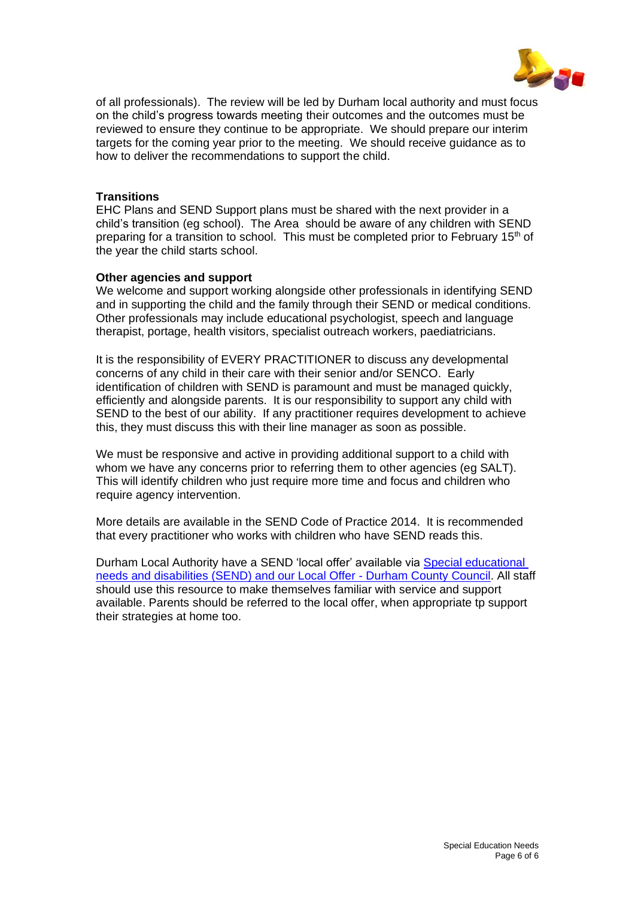of all professionals). The review will be led by Durham local authority and must focus on the child's progress towards meeting their outcomes and the outcomes must be reviewed to ensure they continue to be appropriate. We should prepare our interim targets for the coming year prior to the meeting. We should receive guidance as to how to deliver the recommendations to support the child.

**Transitions**

EHC Plans and SEND Support plans must be shared with the next provider in a child's transition (eg school). The Area should be aware of any children with SEND preparing for a transition to school. This must be completed prior to February 15th of the year the child starts school.

**Other agencies and support**

We welcome and support working alongside other professionals in identifying SEND and in supporting the child and the family through their SEND or medical conditions. Other professionals may include educational psychologist, speech and language therapist, portage, health visitors, specialist outreach workers, paediatricians.

It is the responsibility of EVERY PRACTITIONER to discuss any developmental concerns of any child in their care with their senior and/or SENCO. Early identification of children with SEND is paramount and must be managed quickly, efficiently and alongside parents. It is our responsibility to support any child with SEND to the best of our ability. If any practitioner requires development to achieve this, they must discuss this with their line manager as soon as possible.

We must be responsive and active in providing additional support to a child with whom we have any concerns prior to referring them to other agencies (eg SALT). This will identify children who just require more time and focus and children who require agency intervention.

More details are available in the SEND Code of Practice 2014. It is recommended that every practitioner who works with children who have SEND reads this.

Durham Local Authority have a SEND 'local offer' available via Special educational needs and disabilities (SEND) and our Local Offer - Durham County Council. All staff should use this resource to make themselves familiar with service and support available. Parents should be referred to the local offer, when appropriate tp support their strategies at home too.